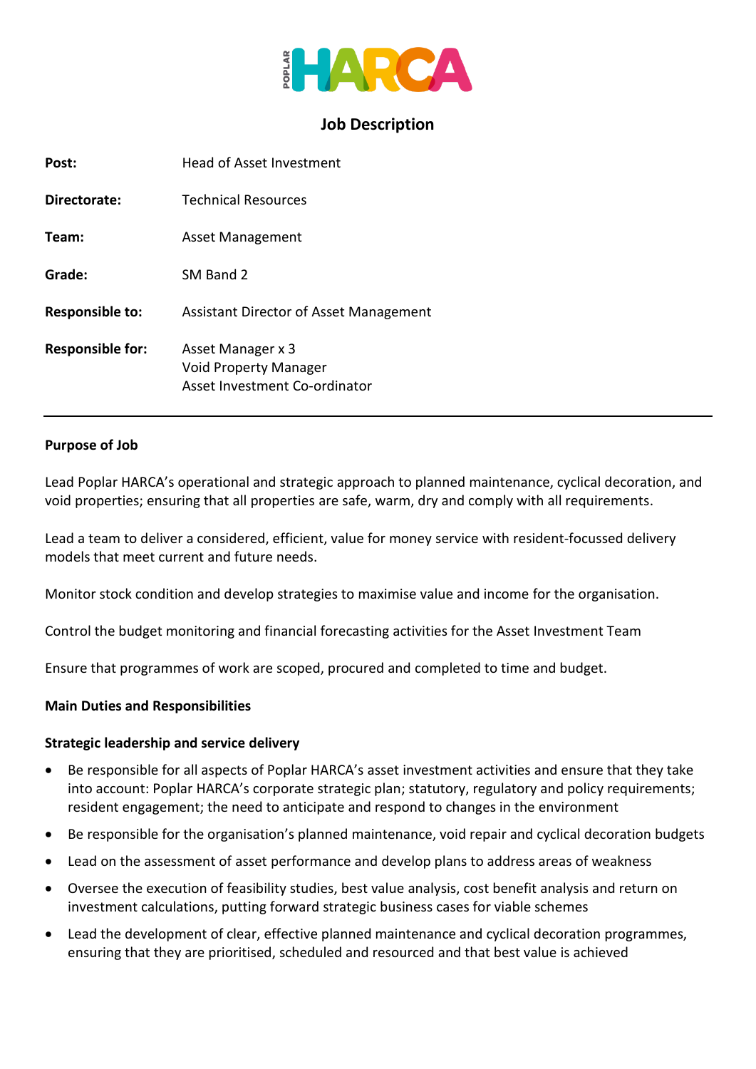# Job Description

| | |
|---|---|
| **Post:** | Head of Asset Investment |
| **Directorate:** | Technical Resources |
| **Team:** | Asset Management |
| **Grade:** | SM Band 2 |
| **Responsible to:** | Assistant Director of Asset Management |
| **Responsible for:** | Asset Manager x 3<br>Void Property Manager<br>Asset Investment Co-ordinator |

---

**Purpose of Job**

Lead Poplar HARCA's operational and strategic approach to planned maintenance, cyclical decoration, and void properties; ensuring that all properties are safe, warm, dry and comply with all requirements.

Lead a team to deliver a considered, efficient, value for money service with resident-focussed delivery models that meet current and future needs.

Monitor stock condition and develop strategies to maximise value and income for the organisation.

Control the budget monitoring and financial forecasting activities for the Asset Investment Team

Ensure that programmes of work are scoped, procured and completed to time and budget.

**Main Duties and Responsibilities**

**Strategic leadership and service delivery**

- Be responsible for all aspects of Poplar HARCA's asset investment activities and ensure that they take into account: Poplar HARCA's corporate strategic plan; statutory, regulatory and policy requirements; resident engagement; the need to anticipate and respond to changes in the environment
- Be responsible for the organisation's planned maintenance, void repair and cyclical decoration budgets
- Lead on the assessment of asset performance and develop plans to address areas of weakness
- Oversee the execution of feasibility studies, best value analysis, cost benefit analysis and return on investment calculations, putting forward strategic business cases for viable schemes
- Lead the development of clear, effective planned maintenance and cyclical decoration programmes, ensuring that they are prioritised, scheduled and resourced and that best value is achieved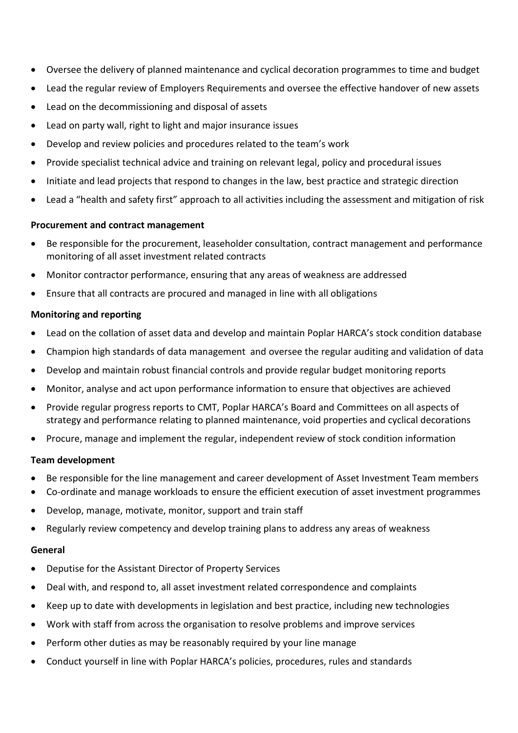- Oversee the delivery of planned maintenance and cyclical decoration programmes to time and budget
- Lead the regular review of Employers Requirements and oversee the effective handover of new assets
- Lead on the decommissioning and disposal of assets
- Lead on party wall, right to light and major insurance issues
- Develop and review policies and procedures related to the team's work
- Provide specialist technical advice and training on relevant legal, policy and procedural issues
- Initiate and lead projects that respond to changes in the law, best practice and strategic direction
- Lead a "health and safety first" approach to all activities including the assessment and mitigation of risk

**Procurement and contract management**

- Be responsible for the procurement, leaseholder consultation, contract management and performance monitoring of all asset investment related contracts
- Monitor contractor performance, ensuring that any areas of weakness are addressed
- Ensure that all contracts are procured and managed in line with all obligations

**Monitoring and reporting**

- Lead on the collation of asset data and develop and maintain Poplar HARCA's stock condition database
- Champion high standards of data management and oversee the regular auditing and validation of data
- Develop and maintain robust financial controls and provide regular budget monitoring reports
- Monitor, analyse and act upon performance information to ensure that objectives are achieved
- Provide regular progress reports to CMT, Poplar HARCA's Board and Committees on all aspects of strategy and performance relating to planned maintenance, void properties and cyclical decorations
- Procure, manage and implement the regular, independent review of stock condition information

**Team development**

- Be responsible for the line management and career development of Asset Investment Team members
- Co-ordinate and manage workloads to ensure the efficient execution of asset investment programmes
- Develop, manage, motivate, monitor, support and train staff
- Regularly review competency and develop training plans to address any areas of weakness

**General**

- Deputise for the Assistant Director of Property Services
- Deal with, and respond to, all asset investment related correspondence and complaints
- Keep up to date with developments in legislation and best practice, including new technologies
- Work with staff from across the organisation to resolve problems and improve services
- Perform other duties as may be reasonably required by your line manage
- Conduct yourself in line with Poplar HARCA's policies, procedures, rules and standards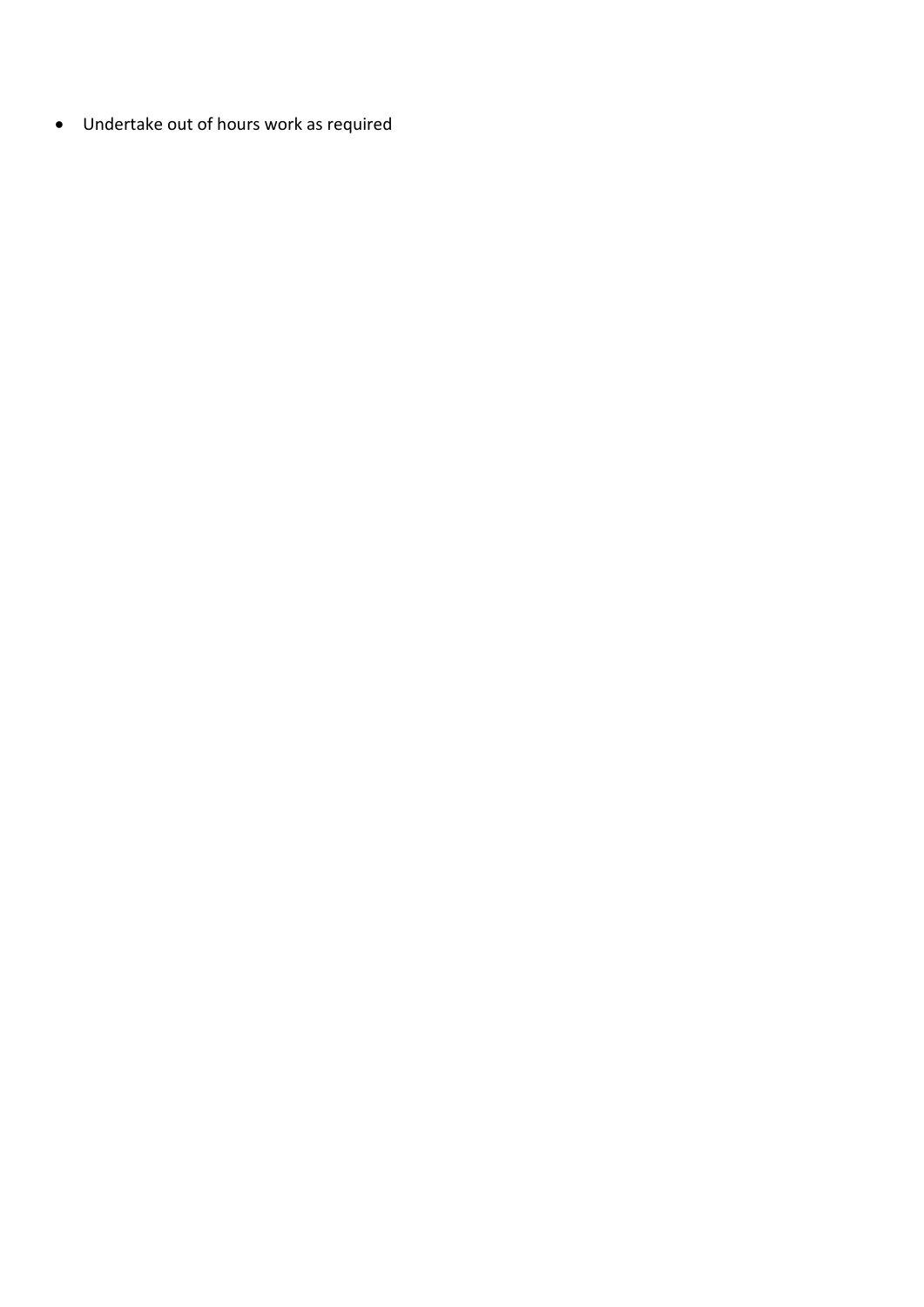- Undertake out of hours work as required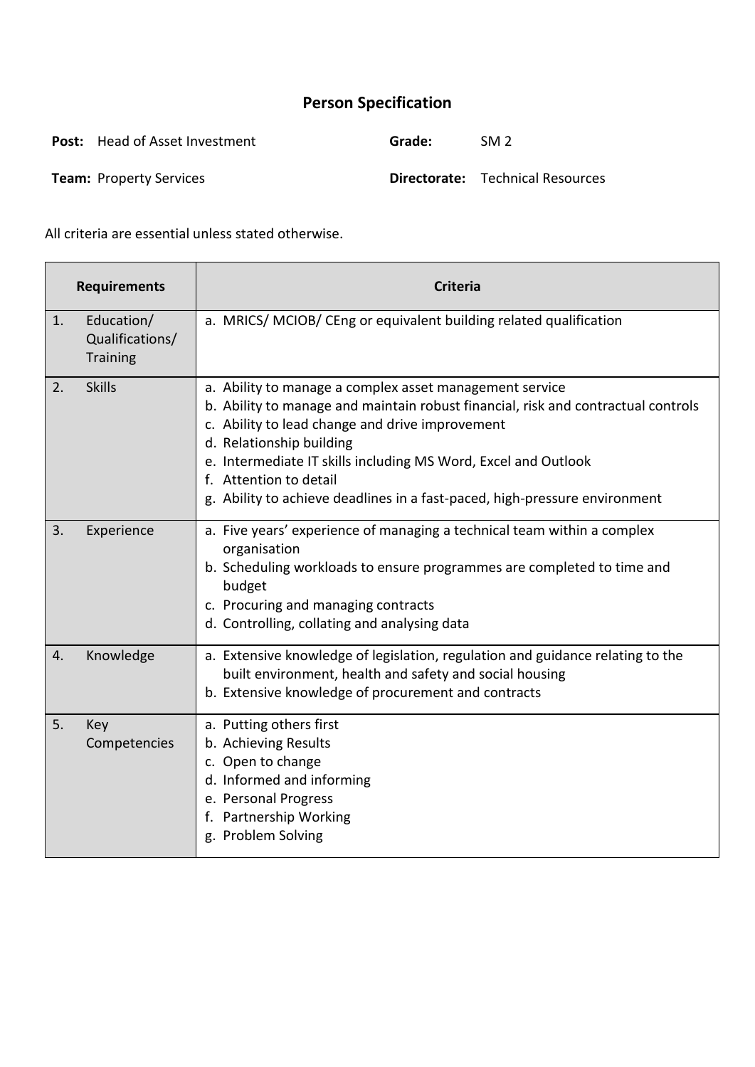# Person Specification

**Post:** Head of Asset Investment **Grade:** SM 2

**Team:** Property Services **Directorate:** Technical Resources

All criteria are essential unless stated otherwise.

| Requirements | Criteria |
|---|---|
| 1. Education/ Qualifications/ Training | a. MRICS/ MCIOB/ CEng or equivalent building related qualification |
| 2. Skills | a. Ability to manage a complex asset management service<br>b. Ability to manage and maintain robust financial, risk and contractual controls<br>c. Ability to lead change and drive improvement<br>d. Relationship building<br>e. Intermediate IT skills including MS Word, Excel and Outlook<br>f. Attention to detail<br>g. Ability to achieve deadlines in a fast-paced, high-pressure environment |
| 3. Experience | a. Five years' experience of managing a technical team within a complex organisation<br>b. Scheduling workloads to ensure programmes are completed to time and budget<br>c. Procuring and managing contracts<br>d. Controlling, collating and analysing data |
| 4. Knowledge | a. Extensive knowledge of legislation, regulation and guidance relating to the built environment, health and safety and social housing<br>b. Extensive knowledge of procurement and contracts |
| 5. Key Competencies | a. Putting others first<br>b. Achieving Results<br>c. Open to change<br>d. Informed and informing<br>e. Personal Progress<br>f. Partnership Working<br>g. Problem Solving |